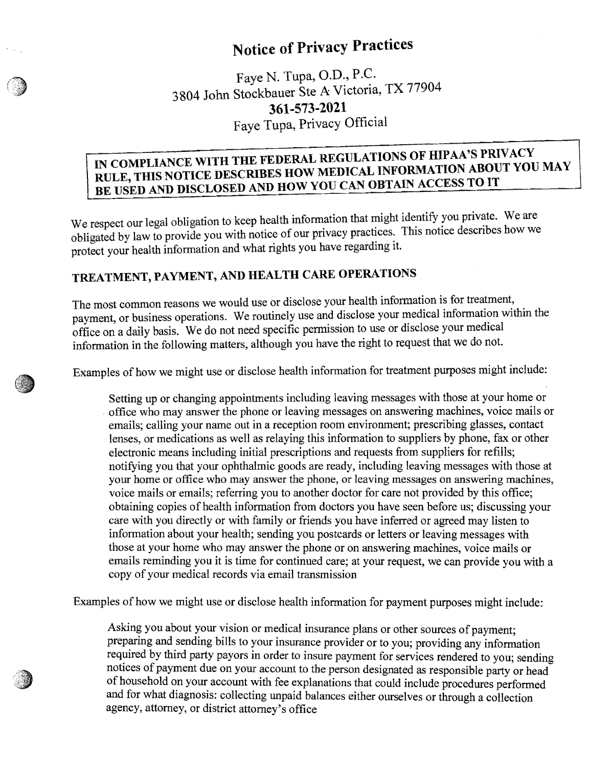# Notice of Privacy Practices

Faye N. Tupa, O.D., P.C.
3804 John Stockbauer Ste A Victoria, TX 77904
**361-573-2021**
Faye Tupa, Privacy Official

**IN COMPLIANCE WITH THE FEDERAL REGULATIONS OF HIPAA'S PRIVACY RULE, THIS NOTICE DESCRIBES HOW MEDICAL INFORMATION ABOUT YOU MAY BE USED AND DISCLOSED AND HOW YOU CAN OBTAIN ACCESS TO IT**

We respect our legal obligation to keep health information that might identify you private. We are obligated by law to provide you with notice of our privacy practices. This notice describes how we protect your health information and what rights you have regarding it.

## TREATMENT, PAYMENT, AND HEALTH CARE OPERATIONS

The most common reasons we would use or disclose your health information is for treatment, payment, or business operations. We routinely use and disclose your medical information within the office on a daily basis. We do not need specific permission to use or disclose your medical information in the following matters, although you have the right to request that we do not.

Examples of how we might use or disclose health information for treatment purposes might include:

> Setting up or changing appointments including leaving messages with those at your home or office who may answer the phone or leaving messages on answering machines, voice mails or emails; calling your name out in a reception room environment; prescribing glasses, contact lenses, or medications as well as relaying this information to suppliers by phone, fax or other electronic means including initial prescriptions and requests from suppliers for refills; notifying you that your ophthalmic goods are ready, including leaving messages with those at your home or office who may answer the phone, or leaving messages on answering machines, voice mails or emails; referring you to another doctor for care not provided by this office; obtaining copies of health information from doctors you have seen before us; discussing your care with you directly or with family or friends you have inferred or agreed may listen to information about your health; sending you postcards or letters or leaving messages with those at your home who may answer the phone or on answering machines, voice mails or emails reminding you it is time for continued care; at your request, we can provide you with a copy of your medical records via email transmission

Examples of how we might use or disclose health information for payment purposes might include:

> Asking you about your vision or medical insurance plans or other sources of payment; preparing and sending bills to your insurance provider or to you; providing any information required by third party payors in order to insure payment for services rendered to you; sending notices of payment due on your account to the person designated as responsible party or head of household on your account with fee explanations that could include procedures performed and for what diagnosis: collecting unpaid balances either ourselves or through a collection agency, attorney, or district attorney's office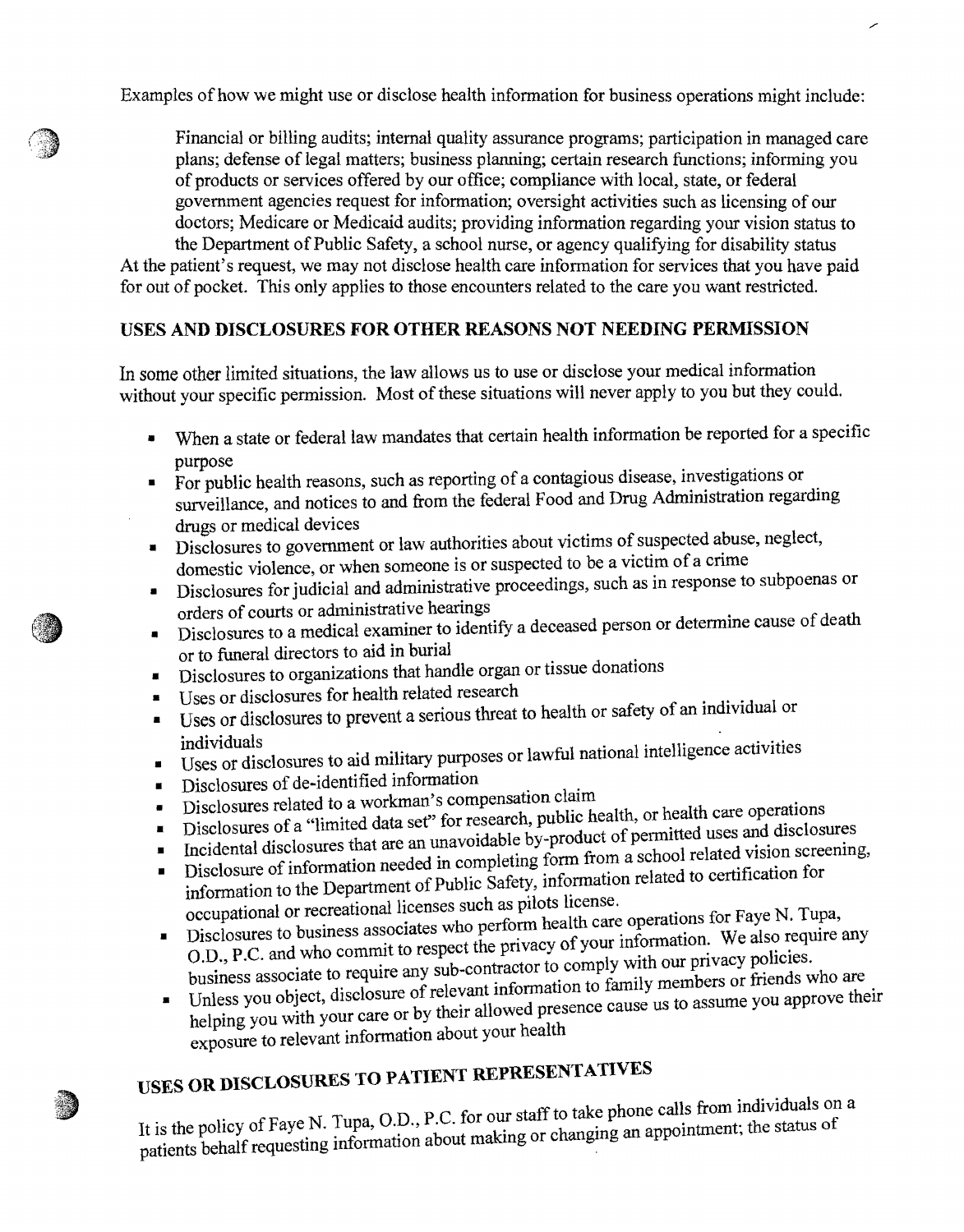Examples of how we might use or disclose health information for business operations might include:

> Financial or billing audits; internal quality assurance programs; participation in managed care plans; defense of legal matters; business planning; certain research functions; informing you of products or services offered by our office; compliance with local, state, or federal government agencies request for information; oversight activities such as licensing of our doctors; Medicare or Medicaid audits; providing information regarding your vision status to the Department of Public Safety, a school nurse, or agency qualifying for disability status

At the patient's request, we may not disclose health care information for services that you have paid for out of pocket. This only applies to those encounters related to the care you want restricted.

## USES AND DISCLOSURES FOR OTHER REASONS NOT NEEDING PERMISSION

In some other limited situations, the law allows us to use or disclose your medical information without your specific permission. Most of these situations will never apply to you but they could.

- When a state or federal law mandates that certain health information be reported for a specific purpose
- For public health reasons, such as reporting of a contagious disease, investigations or surveillance, and notices to and from the federal Food and Drug Administration regarding drugs or medical devices
- Disclosures to government or law authorities about victims of suspected abuse, neglect, domestic violence, or when someone is or suspected to be a victim of a crime
- Disclosures for judicial and administrative proceedings, such as in response to subpoenas or orders of courts or administrative hearings
- Disclosures to a medical examiner to identify a deceased person or determine cause of death or to funeral directors to aid in burial
- Disclosures to organizations that handle organ or tissue donations
- Uses or disclosures for health related research
- Uses or disclosures to prevent a serious threat to health or safety of an individual or individuals
- Uses or disclosures to aid military purposes or lawful national intelligence activities
- Disclosures of de-identified information
- Disclosures related to a workman's compensation claim
- Disclosures of a "limited data set" for research, public health, or health care operations
- Incidental disclosures that are an unavoidable by-product of permitted uses and disclosures
- Disclosure of information needed in completing form from a school related vision screening, information to the Department of Public Safety, information related to certification for occupational or recreational licenses such as pilots license.
- Disclosures to business associates who perform health care operations for Faye N. Tupa, O.D., P.C. and who commit to respect the privacy of your information. We also require any business associate to require any sub-contractor to comply with our privacy policies.
- Unless you object, disclosure of relevant information to family members or friends who are helping you with your care or by their allowed presence cause us to assume you approve their exposure to relevant information about your health

## USES OR DISCLOSURES TO PATIENT REPRESENTATIVES

It is the policy of Faye N. Tupa, O.D., P.C. for our staff to take phone calls from individuals on a patients behalf requesting information about making or changing an appointment; the status of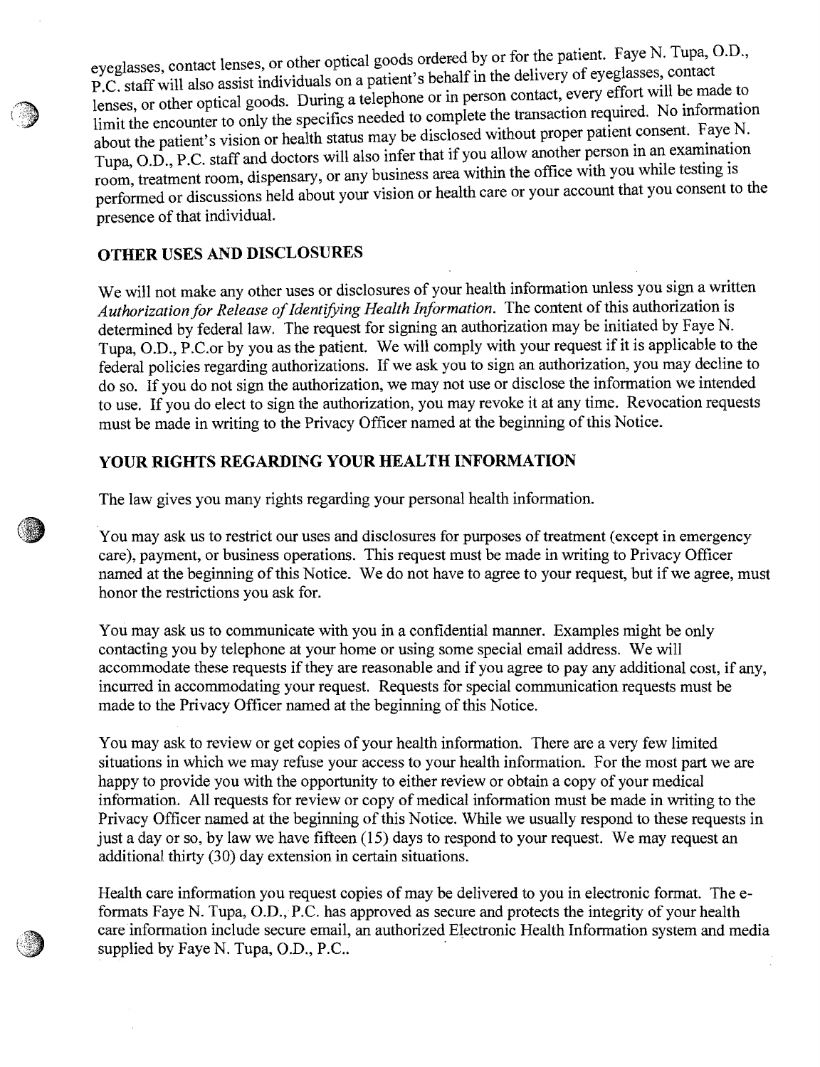eyeglasses, contact lenses, or other optical goods ordered by or for the patient. Faye N. Tupa, O.D., P.C. staff will also assist individuals on a patient's behalf in the delivery of eyeglasses, contact lenses, or other optical goods. During a telephone or in person contact, every effort will be made to limit the encounter to only the specifics needed to complete the transaction required. No information about the patient's vision or health status may be disclosed without proper patient consent. Faye N. Tupa, O.D., P.C. staff and doctors will also infer that if you allow another person in an examination room, treatment room, dispensary, or any business area within the office with you while testing is performed or discussions held about your vision or health care or your account that you consent to the presence of that individual.

## OTHER USES AND DISCLOSURES

We will not make any other uses or disclosures of your health information unless you sign a written *Authorization for Release of Identifying Health Information*. The content of this authorization is determined by federal law. The request for signing an authorization may be initiated by Faye N. Tupa, O.D., P.C.or by you as the patient. We will comply with your request if it is applicable to the federal policies regarding authorizations. If we ask you to sign an authorization, you may decline to do so. If you do not sign the authorization, we may not use or disclose the information we intended to use. If you do elect to sign the authorization, you may revoke it at any time. Revocation requests must be made in writing to the Privacy Officer named at the beginning of this Notice.

## YOUR RIGHTS REGARDING YOUR HEALTH INFORMATION

The law gives you many rights regarding your personal health information.

You may ask us to restrict our uses and disclosures for purposes of treatment (except in emergency care), payment, or business operations. This request must be made in writing to Privacy Officer named at the beginning of this Notice. We do not have to agree to your request, but if we agree, must honor the restrictions you ask for.

You may ask us to communicate with you in a confidential manner. Examples might be only contacting you by telephone at your home or using some special email address. We will accommodate these requests if they are reasonable and if you agree to pay any additional cost, if any, incurred in accommodating your request. Requests for special communication requests must be made to the Privacy Officer named at the beginning of this Notice.

You may ask to review or get copies of your health information. There are a very few limited situations in which we may refuse your access to your health information. For the most part we are happy to provide you with the opportunity to either review or obtain a copy of your medical information. All requests for review or copy of medical information must be made in writing to the Privacy Officer named at the beginning of this Notice. While we usually respond to these requests in just a day or so, by law we have fifteen (15) days to respond to your request. We may request an additional thirty (30) day extension in certain situations.

Health care information you request copies of may be delivered to you in electronic format. The e-formats Faye N. Tupa, O.D., P.C. has approved as secure and protects the integrity of your health care information include secure email, an authorized Electronic Health Information system and media supplied by Faye N. Tupa, O.D., P.C..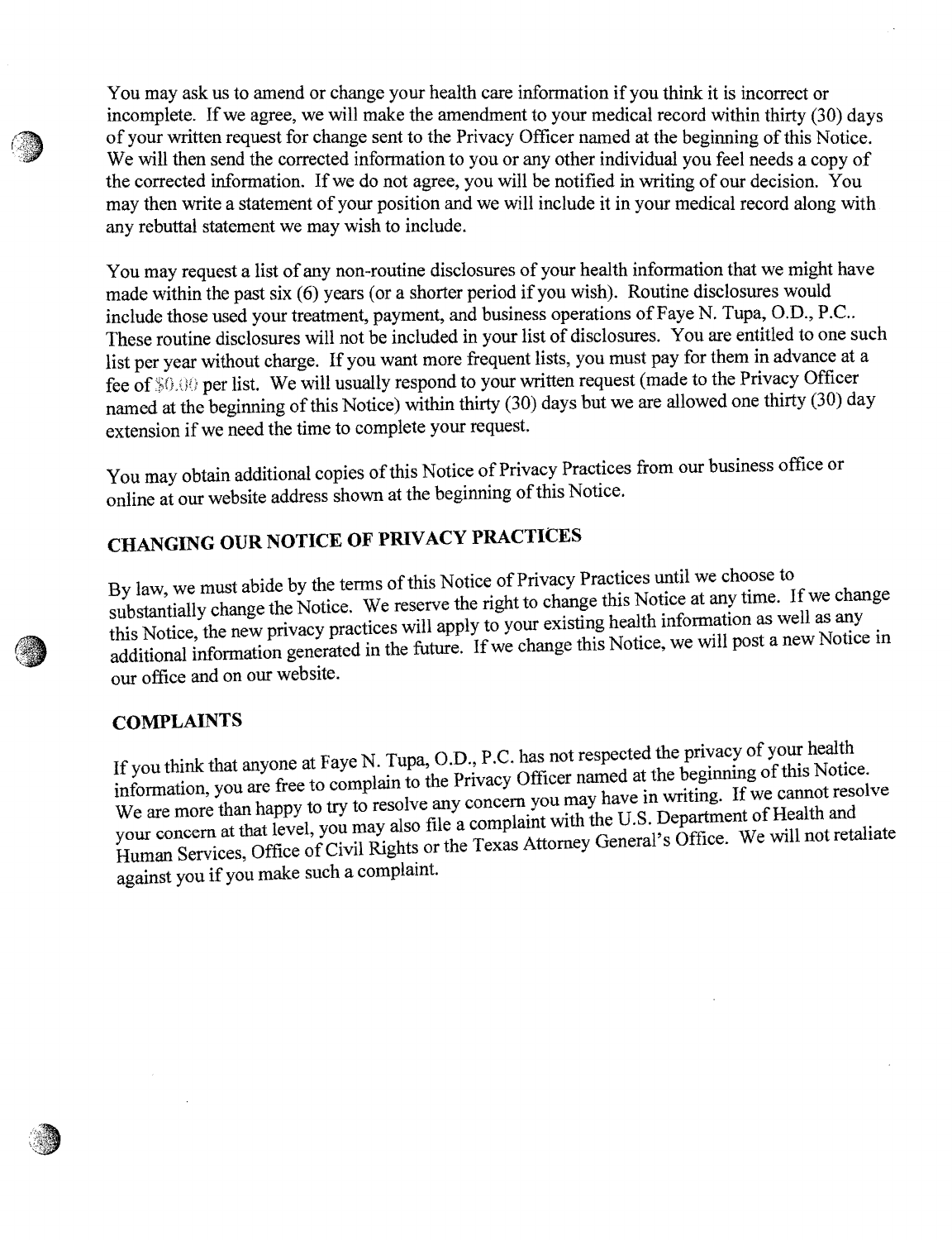You may ask us to amend or change your health care information if you think it is incorrect or incomplete. If we agree, we will make the amendment to your medical record within thirty (30) days of your written request for change sent to the Privacy Officer named at the beginning of this Notice. We will then send the corrected information to you or any other individual you feel needs a copy of the corrected information. If we do not agree, you will be notified in writing of our decision. You may then write a statement of your position and we will include it in your medical record along with any rebuttal statement we may wish to include.

You may request a list of any non-routine disclosures of your health information that we might have made within the past six (6) years (or a shorter period if you wish). Routine disclosures would include those used your treatment, payment, and business operations of Faye N. Tupa, O.D., P.C.. These routine disclosures will not be included in your list of disclosures. You are entitled to one such list per year without charge. If you want more frequent lists, you must pay for them in advance at a fee of $0.00 per list. We will usually respond to your written request (made to the Privacy Officer named at the beginning of this Notice) within thirty (30) days but we are allowed one thirty (30) day extension if we need the time to complete your request.

You may obtain additional copies of this Notice of Privacy Practices from our business office or online at our website address shown at the beginning of this Notice.

## CHANGING OUR NOTICE OF PRIVACY PRACTICES

By law, we must abide by the terms of this Notice of Privacy Practices until we choose to substantially change the Notice. We reserve the right to change this Notice at any time. If we change this Notice, the new privacy practices will apply to your existing health information as well as any additional information generated in the future. If we change this Notice, we will post a new Notice in our office and on our website.

## COMPLAINTS

If you think that anyone at Faye N. Tupa, O.D., P.C. has not respected the privacy of your health information, you are free to complain to the Privacy Officer named at the beginning of this Notice. We are more than happy to try to resolve any concern you may have in writing. If we cannot resolve your concern at that level, you may also file a complaint with the U.S. Department of Health and Human Services, Office of Civil Rights or the Texas Attorney General's Office. We will not retaliate against you if you make such a complaint.